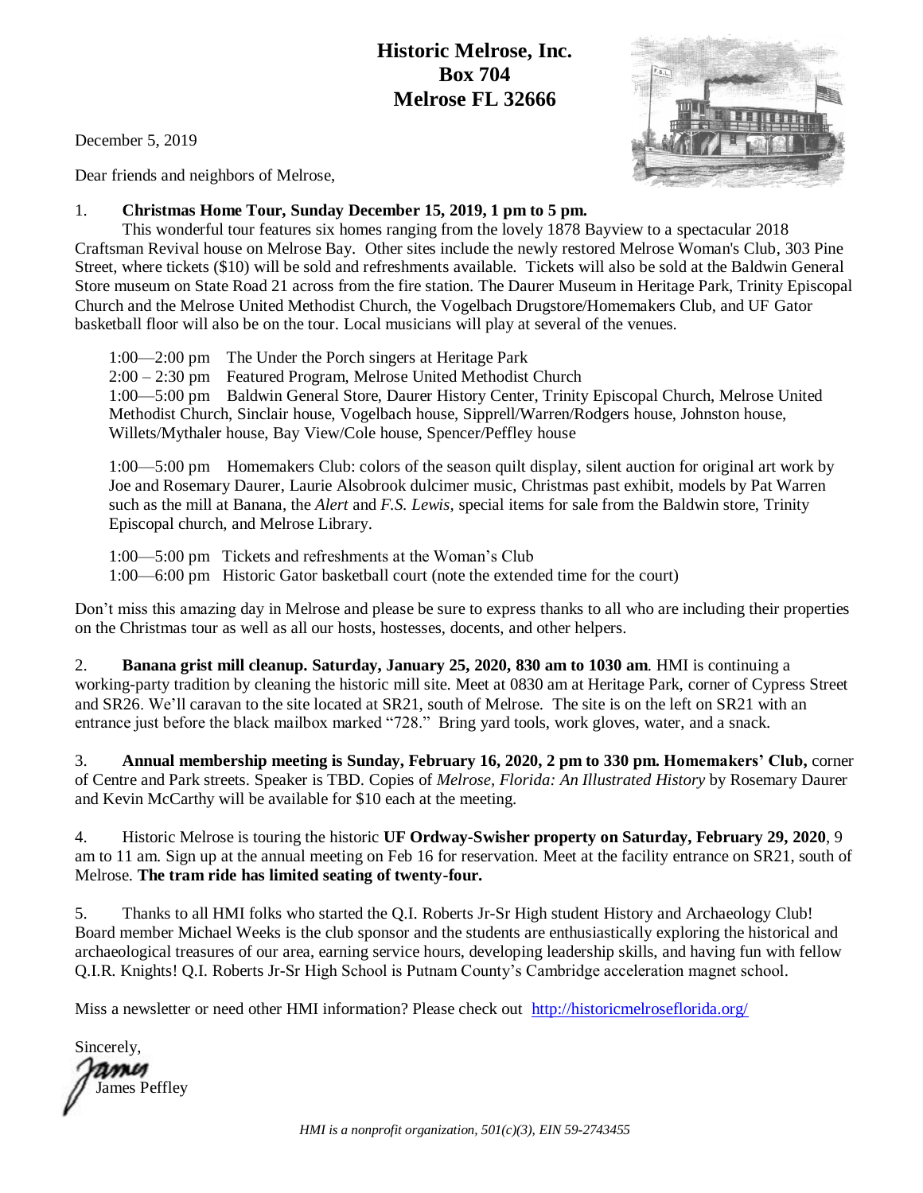**Historic Melrose, Inc.**
**Box 704**
**Melrose FL 32666**

December 5, 2019

Dear friends and neighbors of Melrose,

1. **Christmas Home Tour, Sunday December 15, 2019, 1 pm to 5 pm.**
This wonderful tour features six homes ranging from the lovely 1878 Bayview to a spectacular 2018 Craftsman Revival house on Melrose Bay. Other sites include the newly restored Melrose Woman's Club, 303 Pine Street, where tickets ($10) will be sold and refreshments available. Tickets will also be sold at the Baldwin General Store museum on State Road 21 across from the fire station. The Daurer Museum in Heritage Park, Trinity Episcopal Church and the Melrose United Methodist Church, the Vogelbach Drugstore/Homemakers Club, and UF Gator basketball floor will also be on the tour. Local musicians will play at several of the venues.

1:00—2:00 pm The Under the Porch singers at Heritage Park
2:00 – 2:30 pm Featured Program, Melrose United Methodist Church
1:00—5:00 pm Baldwin General Store, Daurer History Center, Trinity Episcopal Church, Melrose United Methodist Church, Sinclair house, Vogelbach house, Sipprell/Warren/Rodgers house, Johnston house, Willets/Mythaler house, Bay View/Cole house, Spencer/Peffley house

1:00—5:00 pm Homemakers Club: colors of the season quilt display, silent auction for original art work by Joe and Rosemary Daurer, Laurie Alsobrook dulcimer music, Christmas past exhibit, models by Pat Warren such as the mill at Banana, the *Alert* and *F.S. Lewis*, special items for sale from the Baldwin store, Trinity Episcopal church, and Melrose Library.

1:00—5:00 pm Tickets and refreshments at the Woman's Club
1:00—6:00 pm Historic Gator basketball court (note the extended time for the court)

Don't miss this amazing day in Melrose and please be sure to express thanks to all who are including their properties on the Christmas tour as well as all our hosts, hostesses, docents, and other helpers.

2. **Banana grist mill cleanup. Saturday, January 25, 2020, 830 am to 1030 am**. HMI is continuing a working-party tradition by cleaning the historic mill site. Meet at 0830 am at Heritage Park, corner of Cypress Street and SR26. We'll caravan to the site located at SR21, south of Melrose. The site is on the left on SR21 with an entrance just before the black mailbox marked "728." Bring yard tools, work gloves, water, and a snack.

3. **Annual membership meeting is Sunday, February 16, 2020, 2 pm to 330 pm. Homemakers' Club,** corner of Centre and Park streets. Speaker is TBD. Copies of *Melrose, Florida: An Illustrated History* by Rosemary Daurer and Kevin McCarthy will be available for $10 each at the meeting.

4. Historic Melrose is touring the historic **UF Ordway-Swisher property on Saturday, February 29, 2020**, 9 am to 11 am. Sign up at the annual meeting on Feb 16 for reservation. Meet at the facility entrance on SR21, south of Melrose. **The tram ride has limited seating of twenty-four.**

5. Thanks to all HMI folks who started the Q.I. Roberts Jr-Sr High student History and Archaeology Club! Board member Michael Weeks is the club sponsor and the students are enthusiastically exploring the historical and archaeological treasures of our area, earning service hours, developing leadership skills, and having fun with fellow Q.I.R. Knights! Q.I. Roberts Jr-Sr High School is Putnam County's Cambridge acceleration magnet school.

Miss a newsletter or need other HMI information? Please check out http://historicmelroseflorida.org/

Sincerely,

James

James Peffley

*HMI is a nonprofit organization, 501(c)(3), EIN 59-2743455*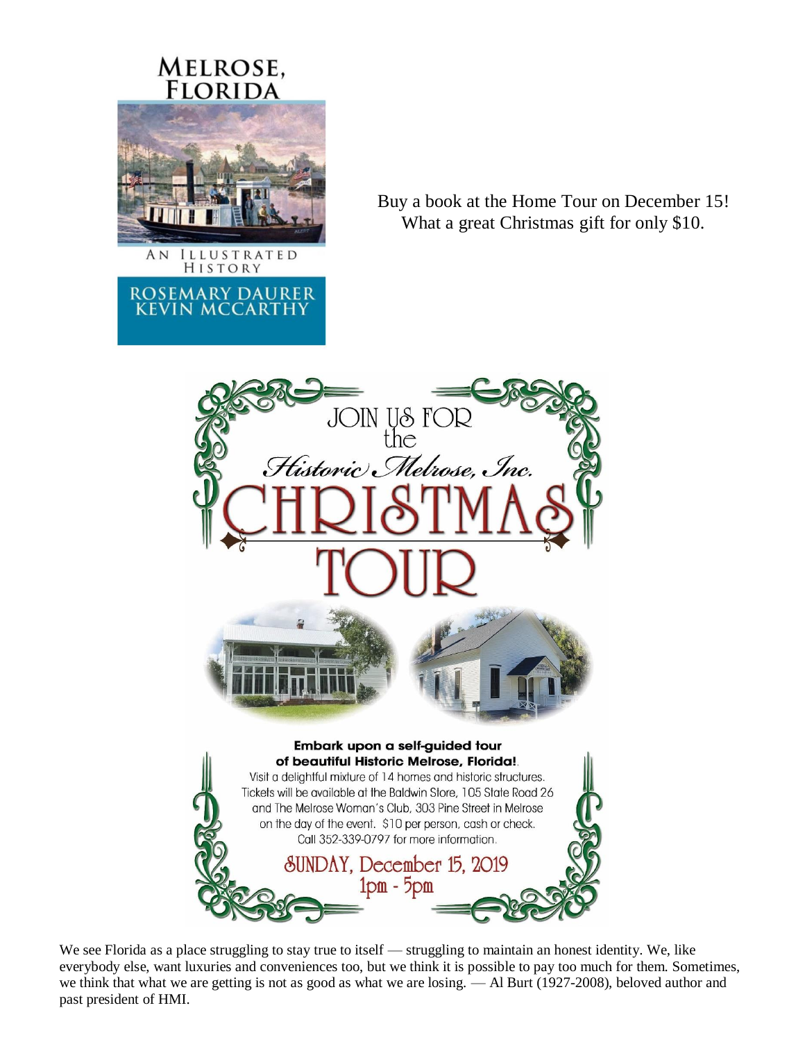MELROSE, FLORIDA

AN ILLUSTRATED HISTORY

ROSEMARY DAURER
KEVIN MCCARTHY

Buy a book at the Home Tour on December 15!
What a great Christmas gift for only $10.

JOIN US FOR the *Historic Melrose, Inc.* CHRISTMAS TOUR

**Embark upon a self-guided tour of beautiful Historic Melrose, Florida!**

Visit a delightful mixture of 14 homes and historic structures. Tickets will be available at the Baldwin Store, 105 State Road 26 and The Melrose Woman's Club, 303 Pine Street in Melrose on the day of the event. $10 per person, cash or check. Call 352-339-0797 for more information.

SUNDAY, December 15, 2019
1pm - 5pm

We see Florida as a place struggling to stay true to itself — struggling to maintain an honest identity. We, like everybody else, want luxuries and conveniences too, but we think it is possible to pay too much for them. Sometimes, we think that what we are getting is not as good as what we are losing. — Al Burt (1927-2008), beloved author and past president of HMI.